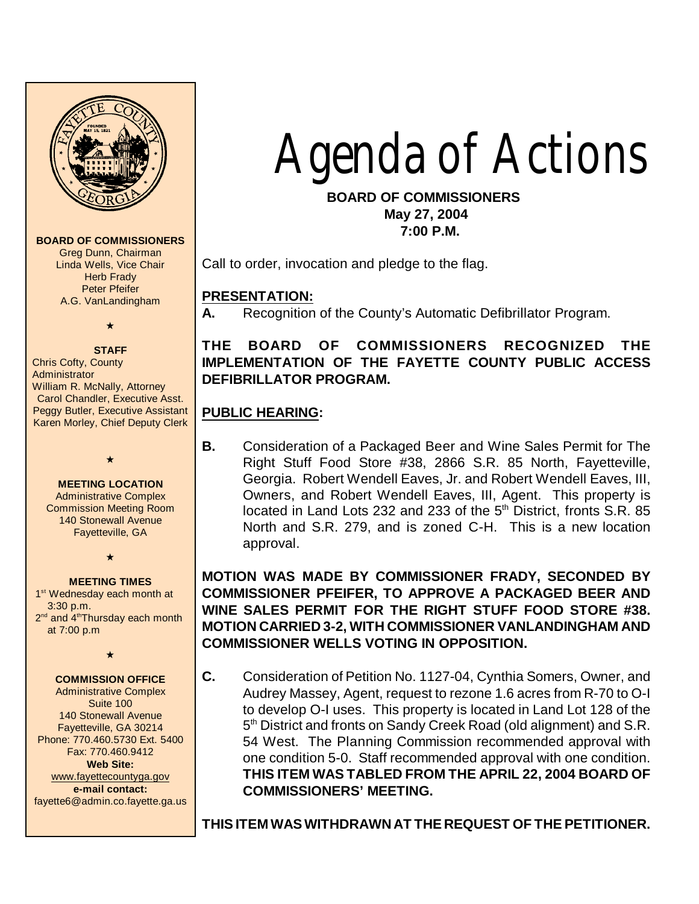# Agenda of Actions

**BOARD OF COMMISSIONERS**
**May 27, 2004**
**7:00 P.M.**

Call to order, invocation and pledge to the flag.

## PRESENTATION:

**A.** Recognition of the County's Automatic Defibrillator Program.

**THE BOARD OF COMMISSIONERS RECOGNIZED THE IMPLEMENTATION OF THE FAYETTE COUNTY PUBLIC ACCESS DEFIBRILLATOR PROGRAM.**

## PUBLIC HEARING:

**B.** Consideration of a Packaged Beer and Wine Sales Permit for The Right Stuff Food Store #38, 2866 S.R. 85 North, Fayetteville, Georgia. Robert Wendell Eaves, Jr. and Robert Wendell Eaves, III, Owners, and Robert Wendell Eaves, III, Agent. This property is located in Land Lots 232 and 233 of the 5th District, fronts S.R. 85 North and S.R. 279, and is zoned C-H. This is a new location approval.

**MOTION WAS MADE BY COMMISSIONER FRADY, SECONDED BY COMMISSIONER PFEIFER, TO APPROVE A PACKAGED BEER AND WINE SALES PERMIT FOR THE RIGHT STUFF FOOD STORE #38. MOTION CARRIED 3-2, WITH COMMISSIONER VANLANDINGHAM AND COMMISSIONER WELLS VOTING IN OPPOSITION.**

**C.** Consideration of Petition No. 1127-04, Cynthia Somers, Owner, and Audrey Massey, Agent, request to rezone 1.6 acres from R-70 to O-I to develop O-I uses. This property is located in Land Lot 128 of the 5th District and fronts on Sandy Creek Road (old alignment) and S.R. 54 West. The Planning Commission recommended approval with one condition 5-0. Staff recommended approval with one condition. **THIS ITEM WAS TABLED FROM THE APRIL 22, 2004 BOARD OF COMMISSIONERS' MEETING.**

**THIS ITEM WAS WITHDRAWN AT THE REQUEST OF THE PETITIONER.**

---

**BOARD OF COMMISSIONERS**
Greg Dunn, Chairman
Linda Wells, Vice Chair
Herb Frady
Peter Pfeifer
A.G. VanLandingham

**STAFF**
Chris Cofty, County Administrator
William R. McNally, Attorney
Carol Chandler, Executive Asst.
Peggy Butler, Executive Assistant
Karen Morley, Chief Deputy Clerk

**MEETING LOCATION**
Administrative Complex
Commission Meeting Room
140 Stonewall Avenue
Fayetteville, GA

**MEETING TIMES**
1st Wednesday each month at 3:30 p.m.
2nd and 4th Thursday each month at 7:00 p.m

**COMMISSION OFFICE**
Administrative Complex
Suite 100
140 Stonewall Avenue
Fayetteville, GA 30214
Phone: 770.460.5730 Ext. 5400
Fax: 770.460.9412
**Web Site:**
www.fayettecountyga.gov
**e-mail contact:**
fayette6@admin.co.fayette.ga.us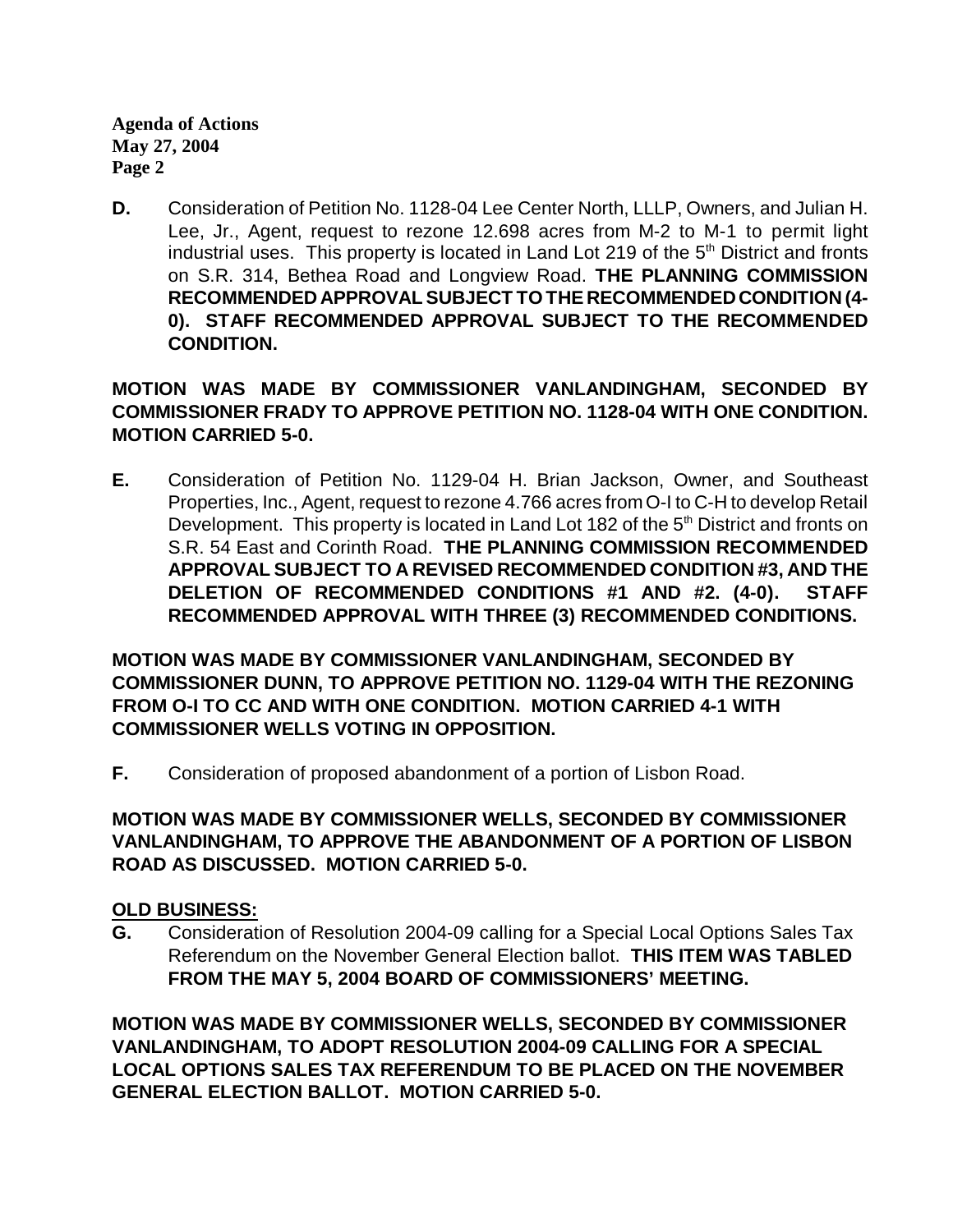**D.** Consideration of Petition No. 1128-04 Lee Center North, LLLP, Owners, and Julian H. Lee, Jr., Agent, request to rezone 12.698 acres from M-2 to M-1 to permit light industrial uses. This property is located in Land Lot 219 of the 5th District and fronts on S.R. 314, Bethea Road and Longview Road. **THE PLANNING COMMISSION RECOMMENDED APPROVAL SUBJECT TO THE RECOMMENDED CONDITION (4-0). STAFF RECOMMENDED APPROVAL SUBJECT TO THE RECOMMENDED CONDITION.**

**MOTION WAS MADE BY COMMISSIONER VANLANDINGHAM, SECONDED BY COMMISSIONER FRADY TO APPROVE PETITION NO. 1128-04 WITH ONE CONDITION. MOTION CARRIED 5-0.**

**E.** Consideration of Petition No. 1129-04 H. Brian Jackson, Owner, and Southeast Properties, Inc., Agent, request to rezone 4.766 acres from O-I to C-H to develop Retail Development. This property is located in Land Lot 182 of the 5th District and fronts on S.R. 54 East and Corinth Road. **THE PLANNING COMMISSION RECOMMENDED APPROVAL SUBJECT TO A REVISED RECOMMENDED CONDITION #3, AND THE DELETION OF RECOMMENDED CONDITIONS #1 AND #2. (4-0). STAFF RECOMMENDED APPROVAL WITH THREE (3) RECOMMENDED CONDITIONS.**

**MOTION WAS MADE BY COMMISSIONER VANLANDINGHAM, SECONDED BY COMMISSIONER DUNN, TO APPROVE PETITION NO. 1129-04 WITH THE REZONING FROM O-I TO CC AND WITH ONE CONDITION. MOTION CARRIED 4-1 WITH COMMISSIONER WELLS VOTING IN OPPOSITION.**

**F.** Consideration of proposed abandonment of a portion of Lisbon Road.

**MOTION WAS MADE BY COMMISSIONER WELLS, SECONDED BY COMMISSIONER VANLANDINGHAM, TO APPROVE THE ABANDONMENT OF A PORTION OF LISBON ROAD AS DISCUSSED. MOTION CARRIED 5-0.**

**OLD BUSINESS:**

**G.** Consideration of Resolution 2004-09 calling for a Special Local Options Sales Tax Referendum on the November General Election ballot. **THIS ITEM WAS TABLED FROM THE MAY 5, 2004 BOARD OF COMMISSIONERS' MEETING.**

**MOTION WAS MADE BY COMMISSIONER WELLS, SECONDED BY COMMISSIONER VANLANDINGHAM, TO ADOPT RESOLUTION 2004-09 CALLING FOR A SPECIAL LOCAL OPTIONS SALES TAX REFERENDUM TO BE PLACED ON THE NOVEMBER GENERAL ELECTION BALLOT. MOTION CARRIED 5-0.**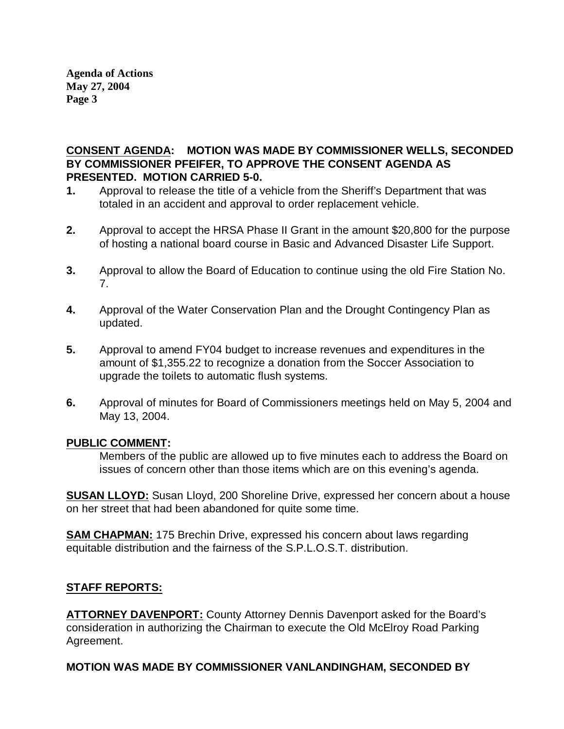**CONSENT AGENDA: MOTION WAS MADE BY COMMISSIONER WELLS, SECONDED BY COMMISSIONER PFEIFER, TO APPROVE THE CONSENT AGENDA AS PRESENTED. MOTION CARRIED 5-0.**

1. Approval to release the title of a vehicle from the Sheriff's Department that was totaled in an accident and approval to order replacement vehicle.

2. Approval to accept the HRSA Phase II Grant in the amount $20,800 for the purpose of hosting a national board course in Basic and Advanced Disaster Life Support.

3. Approval to allow the Board of Education to continue using the old Fire Station No. 7.

4. Approval of the Water Conservation Plan and the Drought Contingency Plan as updated.

5. Approval to amend FY04 budget to increase revenues and expenditures in the amount of $1,355.22 to recognize a donation from the Soccer Association to upgrade the toilets to automatic flush systems.

6. Approval of minutes for Board of Commissioners meetings held on May 5, 2004 and May 13, 2004.

**PUBLIC COMMENT:**

Members of the public are allowed up to five minutes each to address the Board on issues of concern other than those items which are on this evening's agenda.

**SUSAN LLOYD:** Susan Lloyd, 200 Shoreline Drive, expressed her concern about a house on her street that had been abandoned for quite some time.

**SAM CHAPMAN:** 175 Brechin Drive, expressed his concern about laws regarding equitable distribution and the fairness of the S.P.L.O.S.T. distribution.

**STAFF REPORTS:**

**ATTORNEY DAVENPORT:** County Attorney Dennis Davenport asked for the Board's consideration in authorizing the Chairman to execute the Old McElroy Road Parking Agreement.

**MOTION WAS MADE BY COMMISSIONER VANLANDINGHAM, SECONDED BY**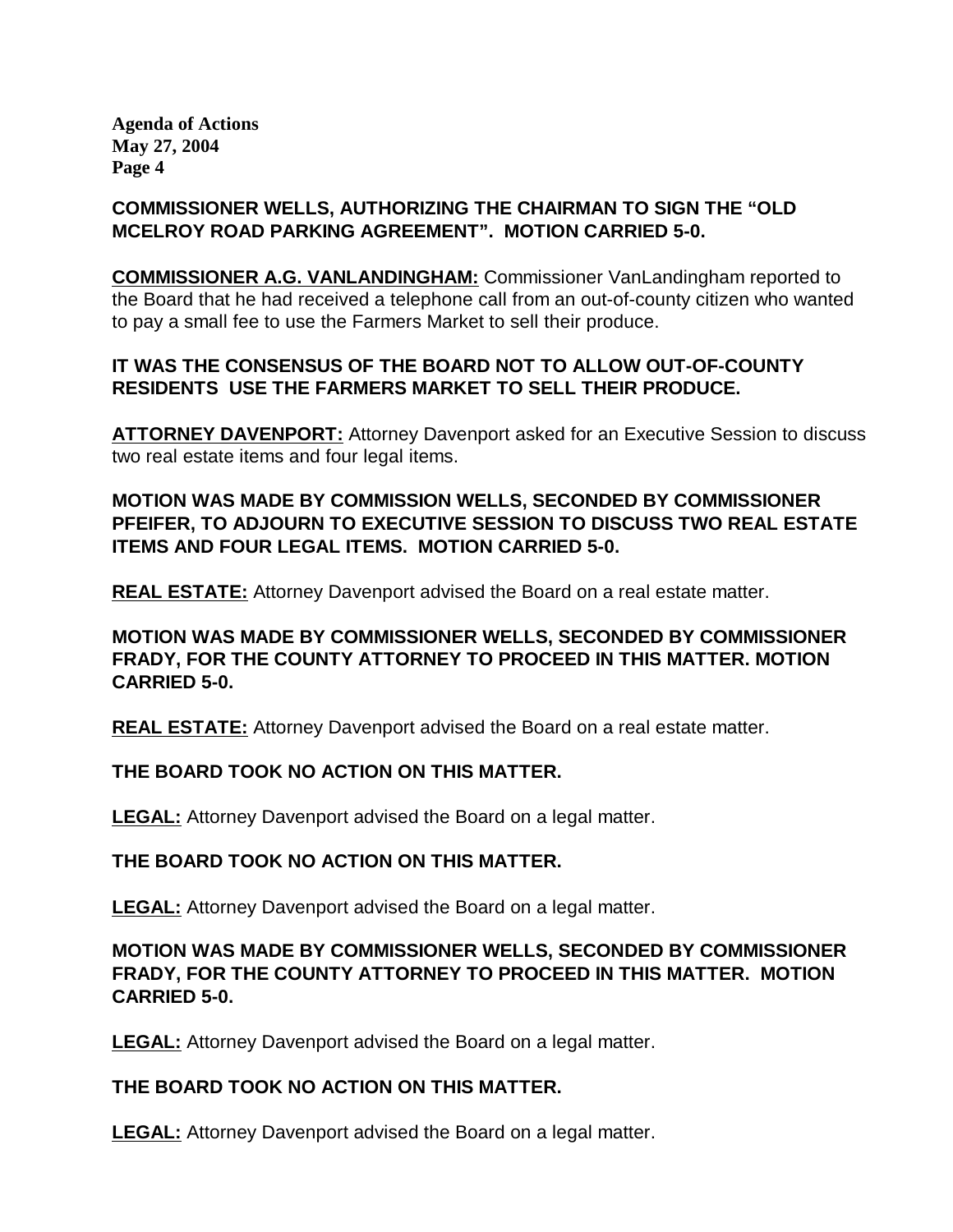**COMMISSIONER WELLS, AUTHORIZING THE CHAIRMAN TO SIGN THE "OLD MCELROY ROAD PARKING AGREEMENT". MOTION CARRIED 5-0.**

**COMMISSIONER A.G. VANLANDINGHAM:** Commissioner VanLandingham reported to the Board that he had received a telephone call from an out-of-county citizen who wanted to pay a small fee to use the Farmers Market to sell their produce.

**IT WAS THE CONSENSUS OF THE BOARD NOT TO ALLOW OUT-OF-COUNTY RESIDENTS USE THE FARMERS MARKET TO SELL THEIR PRODUCE.**

**ATTORNEY DAVENPORT:** Attorney Davenport asked for an Executive Session to discuss two real estate items and four legal items.

**MOTION WAS MADE BY COMMISSION WELLS, SECONDED BY COMMISSIONER PFEIFER, TO ADJOURN TO EXECUTIVE SESSION TO DISCUSS TWO REAL ESTATE ITEMS AND FOUR LEGAL ITEMS. MOTION CARRIED 5-0.**

**REAL ESTATE:** Attorney Davenport advised the Board on a real estate matter.

**MOTION WAS MADE BY COMMISSIONER WELLS, SECONDED BY COMMISSIONER FRADY, FOR THE COUNTY ATTORNEY TO PROCEED IN THIS MATTER. MOTION CARRIED 5-0.**

**REAL ESTATE:** Attorney Davenport advised the Board on a real estate matter.

**THE BOARD TOOK NO ACTION ON THIS MATTER.**

**LEGAL:** Attorney Davenport advised the Board on a legal matter.

**THE BOARD TOOK NO ACTION ON THIS MATTER.**

**LEGAL:** Attorney Davenport advised the Board on a legal matter.

**MOTION WAS MADE BY COMMISSIONER WELLS, SECONDED BY COMMISSIONER FRADY, FOR THE COUNTY ATTORNEY TO PROCEED IN THIS MATTER. MOTION CARRIED 5-0.**

**LEGAL:** Attorney Davenport advised the Board on a legal matter.

**THE BOARD TOOK NO ACTION ON THIS MATTER.**

**LEGAL:** Attorney Davenport advised the Board on a legal matter.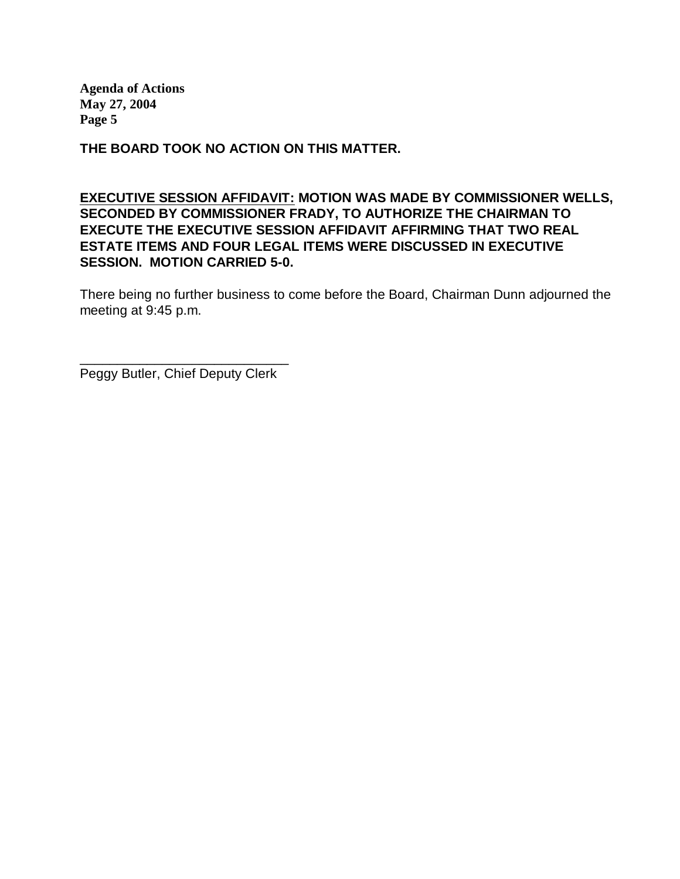**THE BOARD TOOK NO ACTION ON THIS MATTER.**

**EXECUTIVE SESSION AFFIDAVIT: MOTION WAS MADE BY COMMISSIONER WELLS, SECONDED BY COMMISSIONER FRADY, TO AUTHORIZE THE CHAIRMAN TO EXECUTE THE EXECUTIVE SESSION AFFIDAVIT AFFIRMING THAT TWO REAL ESTATE ITEMS AND FOUR LEGAL ITEMS WERE DISCUSSED IN EXECUTIVE SESSION. MOTION CARRIED 5-0.**

There being no further business to come before the Board, Chairman Dunn adjourned the meeting at 9:45 p.m.

\_\_\_\_\_\_\_\_\_\_\_\_\_\_\_\_\_\_\_\_\_\_\_\_\_\_\_\_\_\_

Peggy Butler, Chief Deputy Clerk